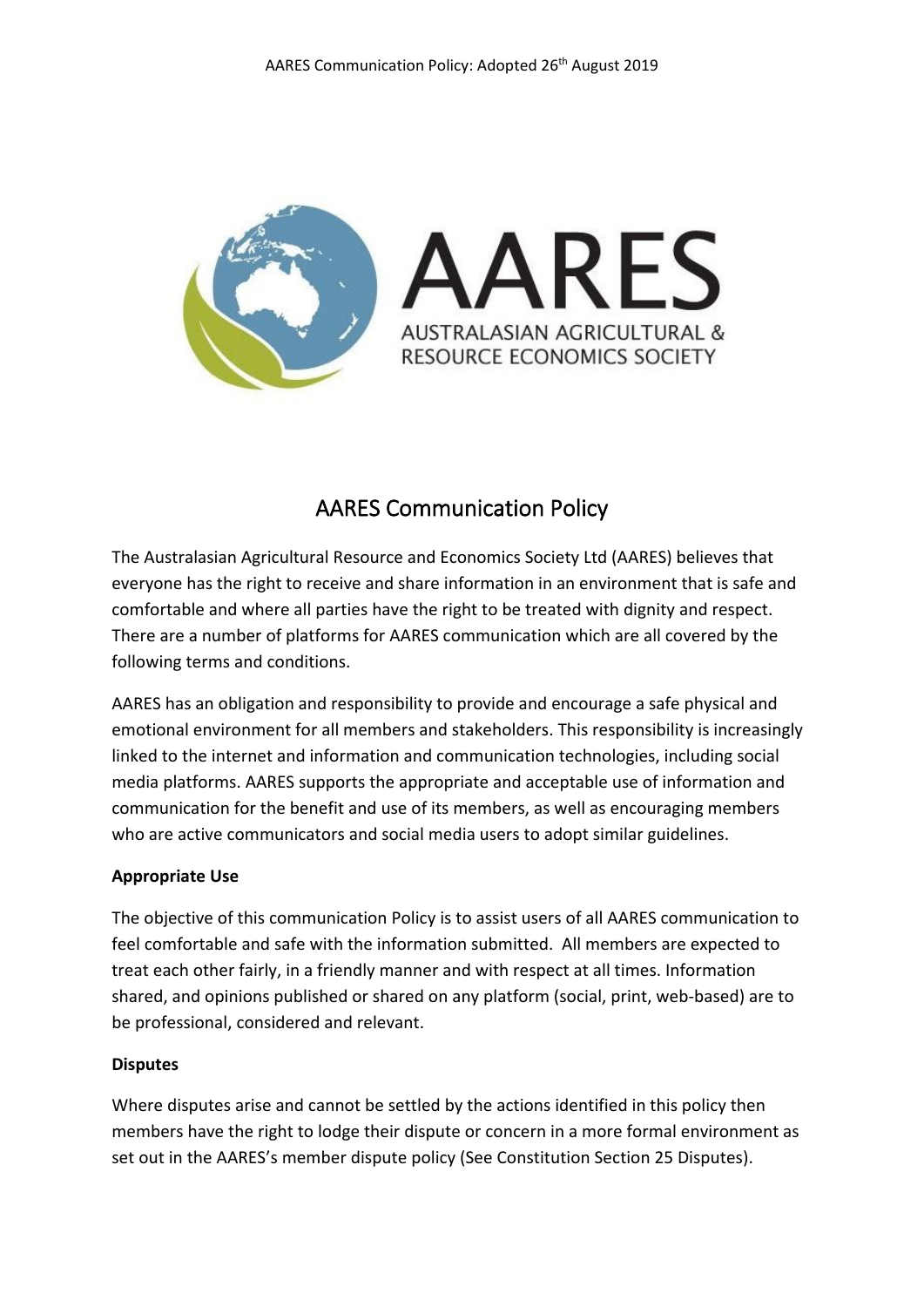# AARES Communication Policy

The Australasian Agricultural Resource and Economics Society Ltd (AARES) believes that everyone has the right to receive and share information in an environment that is safe and comfortable and where all parties have the right to be treated with dignity and respect. There are a number of platforms for AARES communication which are all covered by the following terms and conditions.

AARES has an obligation and responsibility to provide and encourage a safe physical and emotional environment for all members and stakeholders. This responsibility is increasingly linked to the internet and information and communication technologies, including social media platforms. AARES supports the appropriate and acceptable use of information and communication for the benefit and use of its members, as well as encouraging members who are active communicators and social media users to adopt similar guidelines.

**Appropriate Use**

The objective of this communication Policy is to assist users of all AARES communication to feel comfortable and safe with the information submitted. All members are expected to treat each other fairly, in a friendly manner and with respect at all times. Information shared, and opinions published or shared on any platform (social, print, web-based) are to be professional, considered and relevant.

**Disputes**

Where disputes arise and cannot be settled by the actions identified in this policy then members have the right to lodge their dispute or concern in a more formal environment as set out in the AARES's member dispute policy (See Constitution Section 25 Disputes).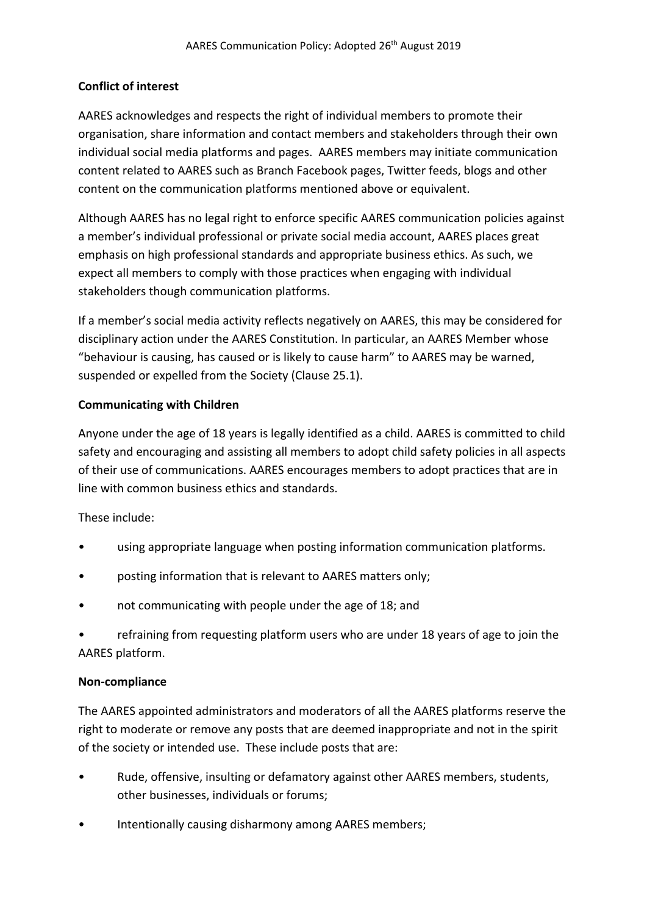**Conflict of interest**

AARES acknowledges and respects the right of individual members to promote their organisation, share information and contact members and stakeholders through their own individual social media platforms and pages. AARES members may initiate communication content related to AARES such as Branch Facebook pages, Twitter feeds, blogs and other content on the communication platforms mentioned above or equivalent.

Although AARES has no legal right to enforce specific AARES communication policies against a member's individual professional or private social media account, AARES places great emphasis on high professional standards and appropriate business ethics. As such, we expect all members to comply with those practices when engaging with individual stakeholders though communication platforms.

If a member's social media activity reflects negatively on AARES, this may be considered for disciplinary action under the AARES Constitution. In particular, an AARES Member whose "behaviour is causing, has caused or is likely to cause harm" to AARES may be warned, suspended or expelled from the Society (Clause 25.1).

**Communicating with Children**

Anyone under the age of 18 years is legally identified as a child. AARES is committed to child safety and encouraging and assisting all members to adopt child safety policies in all aspects of their use of communications. AARES encourages members to adopt practices that are in line with common business ethics and standards.

These include:

- using appropriate language when posting information communication platforms.
- posting information that is relevant to AARES matters only;
- not communicating with people under the age of 18; and
- refraining from requesting platform users who are under 18 years of age to join the AARES platform.

**Non-compliance**

The AARES appointed administrators and moderators of all the AARES platforms reserve the right to moderate or remove any posts that are deemed inappropriate and not in the spirit of the society or intended use. These include posts that are:

- Rude, offensive, insulting or defamatory against other AARES members, students, other businesses, individuals or forums;
- Intentionally causing disharmony among AARES members;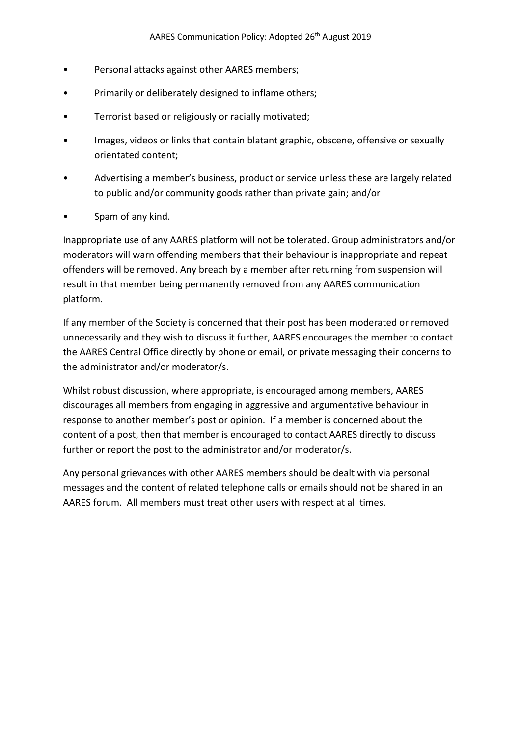- Personal attacks against other AARES members;
- Primarily or deliberately designed to inflame others;
- Terrorist based or religiously or racially motivated;
- Images, videos or links that contain blatant graphic, obscene, offensive or sexually orientated content;
- Advertising a member's business, product or service unless these are largely related to public and/or community goods rather than private gain; and/or
- Spam of any kind.

Inappropriate use of any AARES platform will not be tolerated. Group administrators and/or moderators will warn offending members that their behaviour is inappropriate and repeat offenders will be removed. Any breach by a member after returning from suspension will result in that member being permanently removed from any AARES communication platform.

If any member of the Society is concerned that their post has been moderated or removed unnecessarily and they wish to discuss it further, AARES encourages the member to contact the AARES Central Office directly by phone or email, or private messaging their concerns to the administrator and/or moderator/s.

Whilst robust discussion, where appropriate, is encouraged among members, AARES discourages all members from engaging in aggressive and argumentative behaviour in response to another member's post or opinion. If a member is concerned about the content of a post, then that member is encouraged to contact AARES directly to discuss further or report the post to the administrator and/or moderator/s.

Any personal grievances with other AARES members should be dealt with via personal messages and the content of related telephone calls or emails should not be shared in an AARES forum. All members must treat other users with respect at all times.